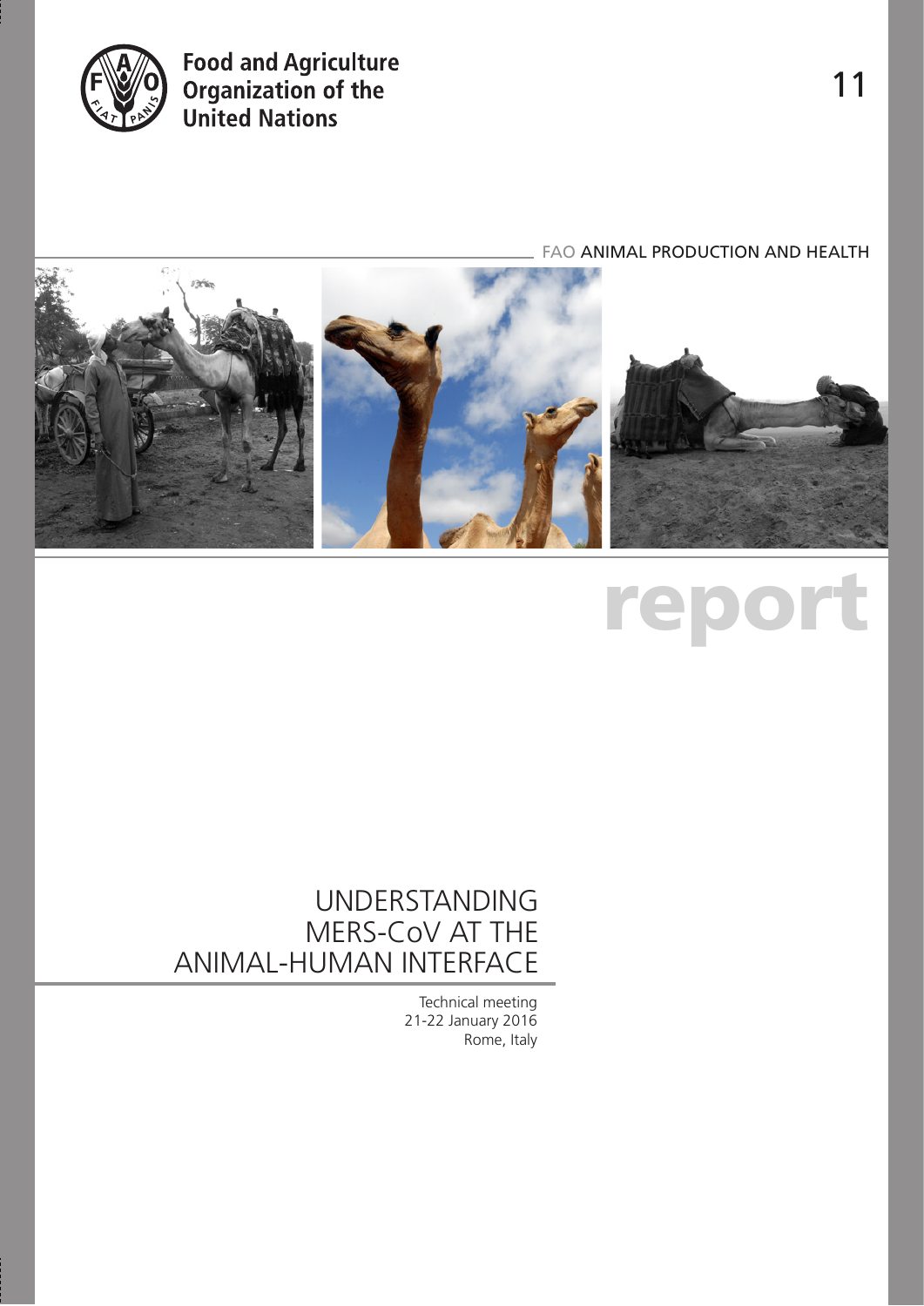Food and Agriculture Organization of the United Nations

11

FAO ANIMAL PRODUCTION AND HEALTH

# report

# UNDERSTANDING MERS-CoV AT THE ANIMAL-HUMAN INTERFACE

Technical meeting
21-22 January 2016
Rome, Italy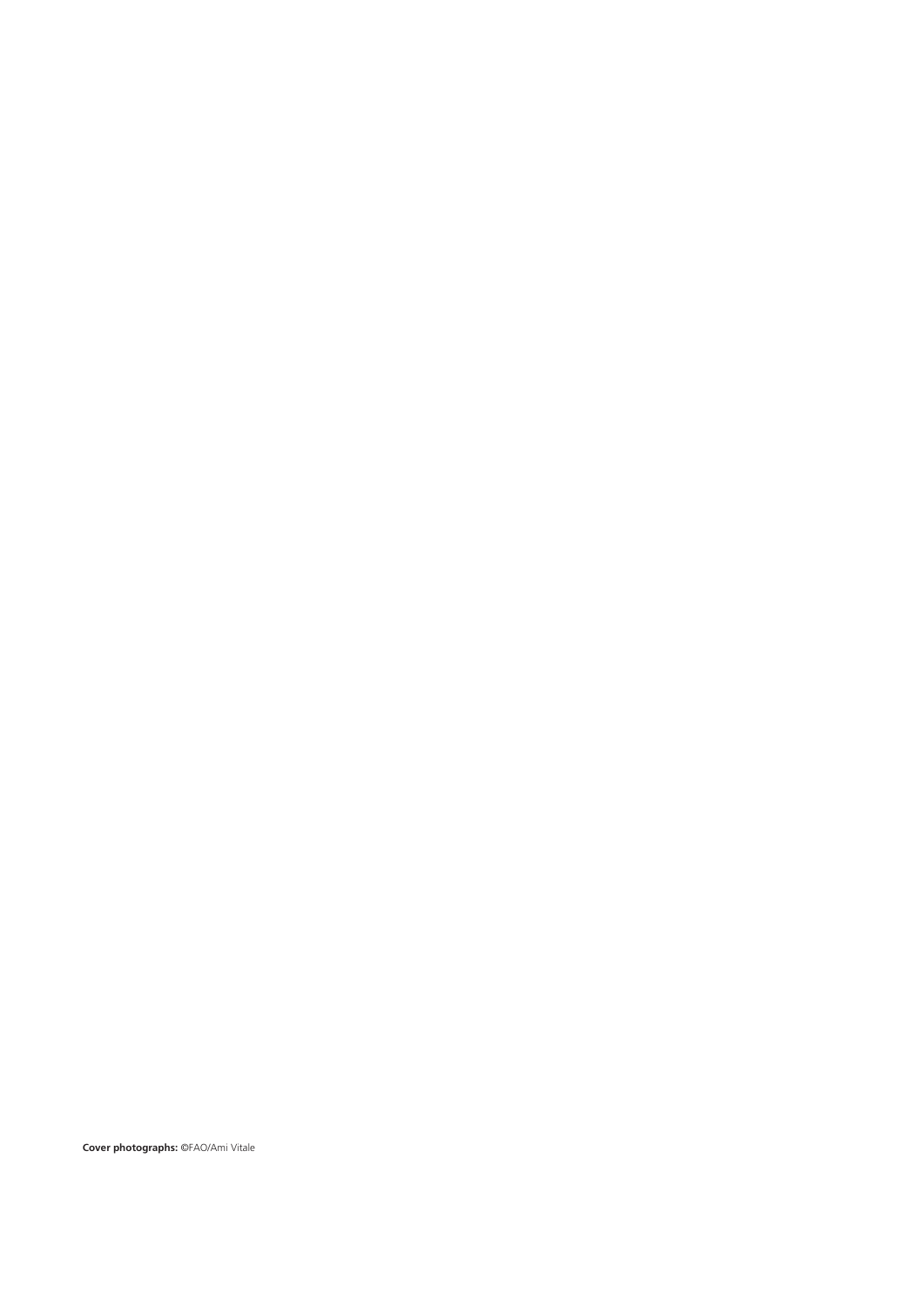**Cover photographs:** ©FAO/Ami Vitale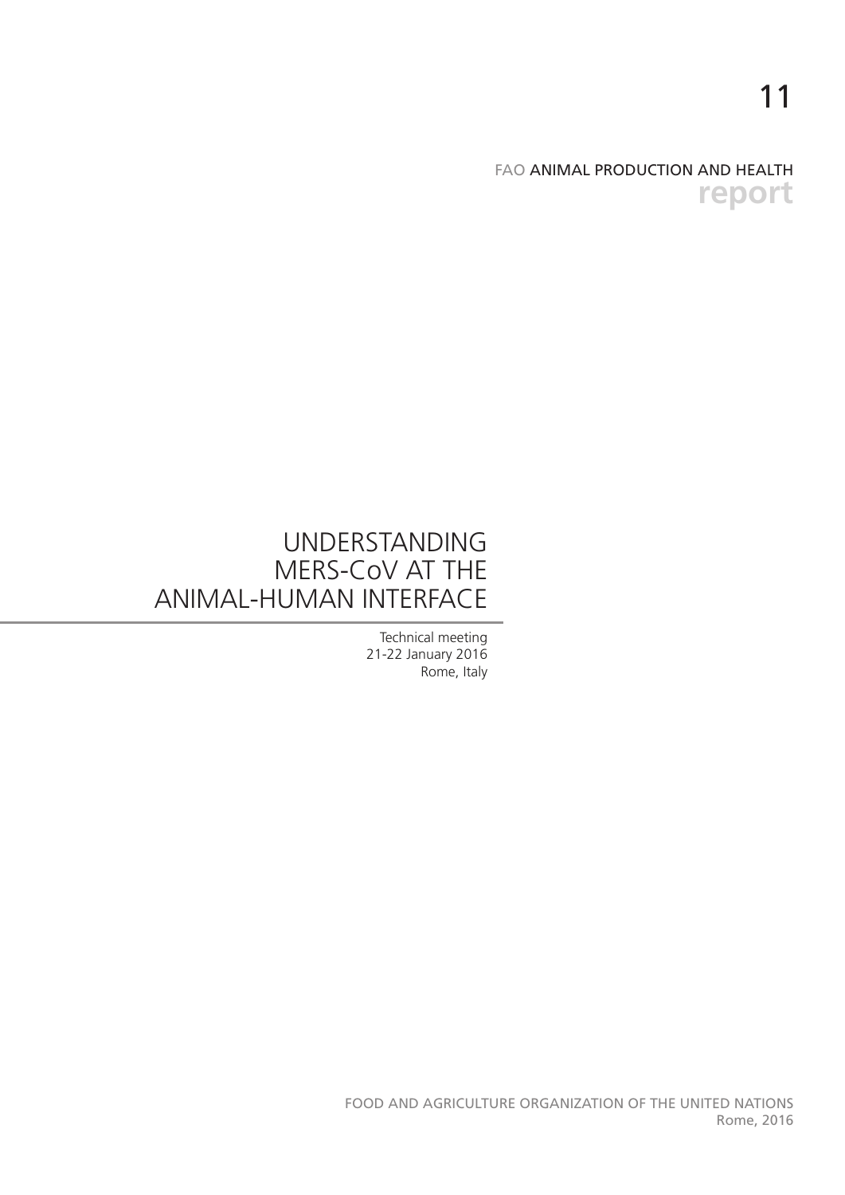11

FAO ANIMAL PRODUCTION AND HEALTH
**report**

# UNDERSTANDING MERS-CoV AT THE ANIMAL-HUMAN INTERFACE

Technical meeting
21-22 January 2016
Rome, Italy

FOOD AND AGRICULTURE ORGANIZATION OF THE UNITED NATIONS
Rome, 2016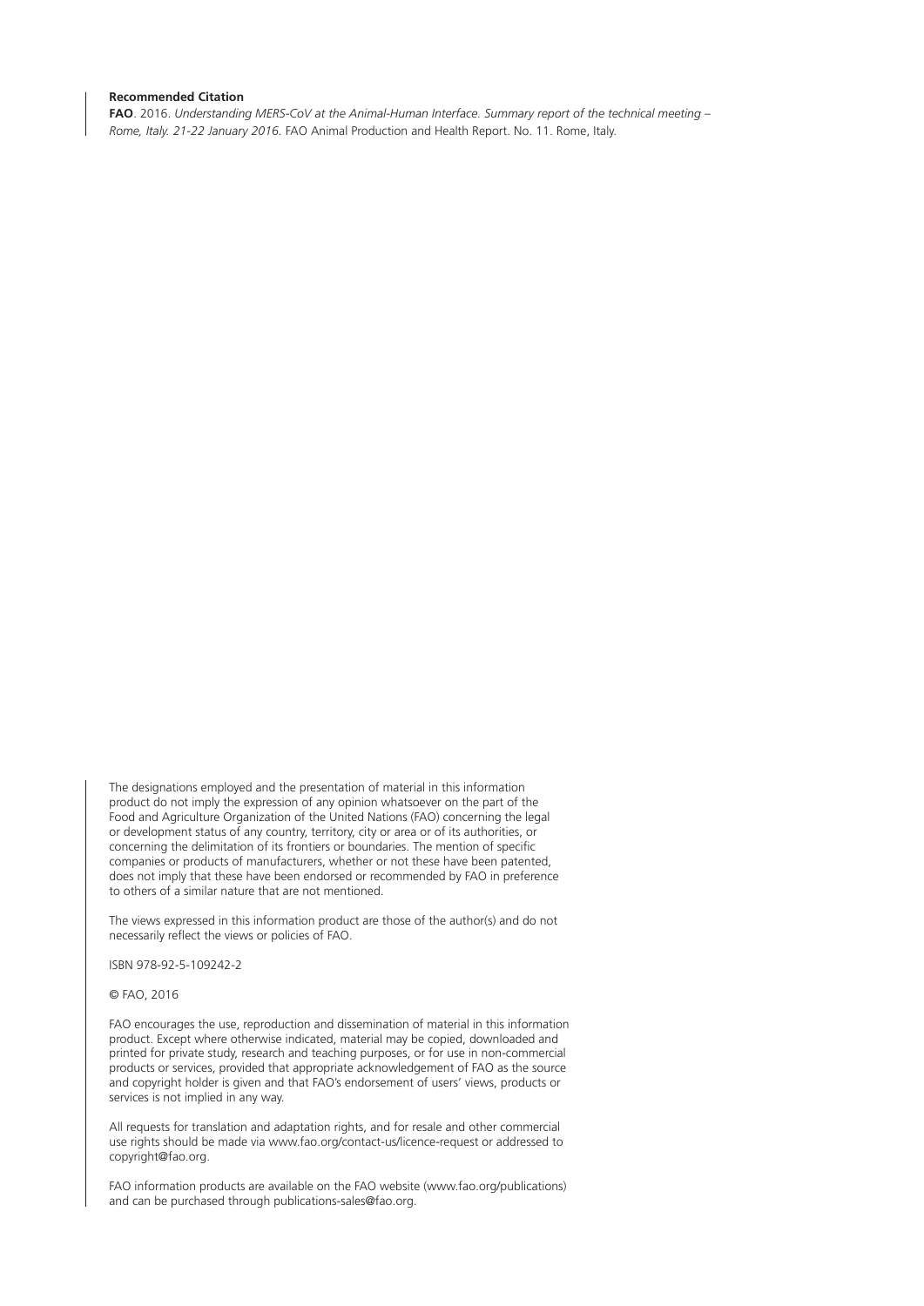**Recommended Citation**

**FAO**. 2016. *Understanding MERS-CoV at the Animal-Human Interface. Summary report of the technical meeting – Rome, Italy. 21-22 January 2016*. FAO Animal Production and Health Report. No. 11. Rome, Italy.

The designations employed and the presentation of material in this information product do not imply the expression of any opinion whatsoever on the part of the Food and Agriculture Organization of the United Nations (FAO) concerning the legal or development status of any country, territory, city or area or of its authorities, or concerning the delimitation of its frontiers or boundaries. The mention of specific companies or products of manufacturers, whether or not these have been patented, does not imply that these have been endorsed or recommended by FAO in preference to others of a similar nature that are not mentioned.

The views expressed in this information product are those of the author(s) and do not necessarily reflect the views or policies of FAO.

ISBN 978-92-5-109242-2

© FAO, 2016

FAO encourages the use, reproduction and dissemination of material in this information product. Except where otherwise indicated, material may be copied, downloaded and printed for private study, research and teaching purposes, or for use in non-commercial products or services, provided that appropriate acknowledgement of FAO as the source and copyright holder is given and that FAO's endorsement of users' views, products or services is not implied in any way.

All requests for translation and adaptation rights, and for resale and other commercial use rights should be made via www.fao.org/contact-us/licence-request or addressed to copyright@fao.org.

FAO information products are available on the FAO website (www.fao.org/publications) and can be purchased through publications-sales@fao.org.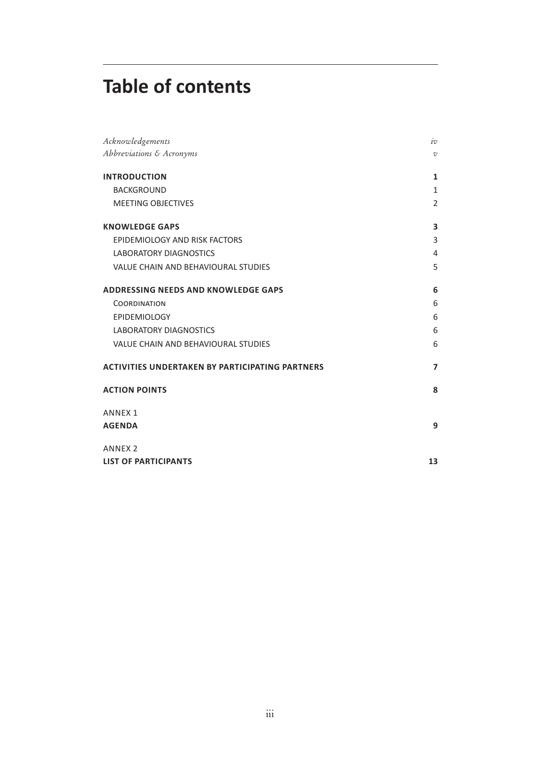# Table of contents

| | |
|---|---|
| *Acknowledgements* | *iv* |
| *Abbreviations & Acronyms* | *v* |
| **INTRODUCTION** | **1** |
| BACKGROUND | 1 |
| MEETING OBJECTIVES | 2 |
| **KNOWLEDGE GAPS** | **3** |
| EPIDEMIOLOGY AND RISK FACTORS | 3 |
| LABORATORY DIAGNOSTICS | 4 |
| VALUE CHAIN AND BEHAVIOURAL STUDIES | 5 |
| **ADDRESSING NEEDS AND KNOWLEDGE GAPS** | **6** |
| COORDINATION | 6 |
| EPIDEMIOLOGY | 6 |
| LABORATORY DIAGNOSTICS | 6 |
| VALUE CHAIN AND BEHAVIOURAL STUDIES | 6 |
| **ACTIVITIES UNDERTAKEN BY PARTICIPATING PARTNERS** | **7** |
| **ACTION POINTS** | **8** |
| ANNEX 1 **AGENDA** | **9** |
| ANNEX 2 **LIST OF PARTICIPANTS** | **13** |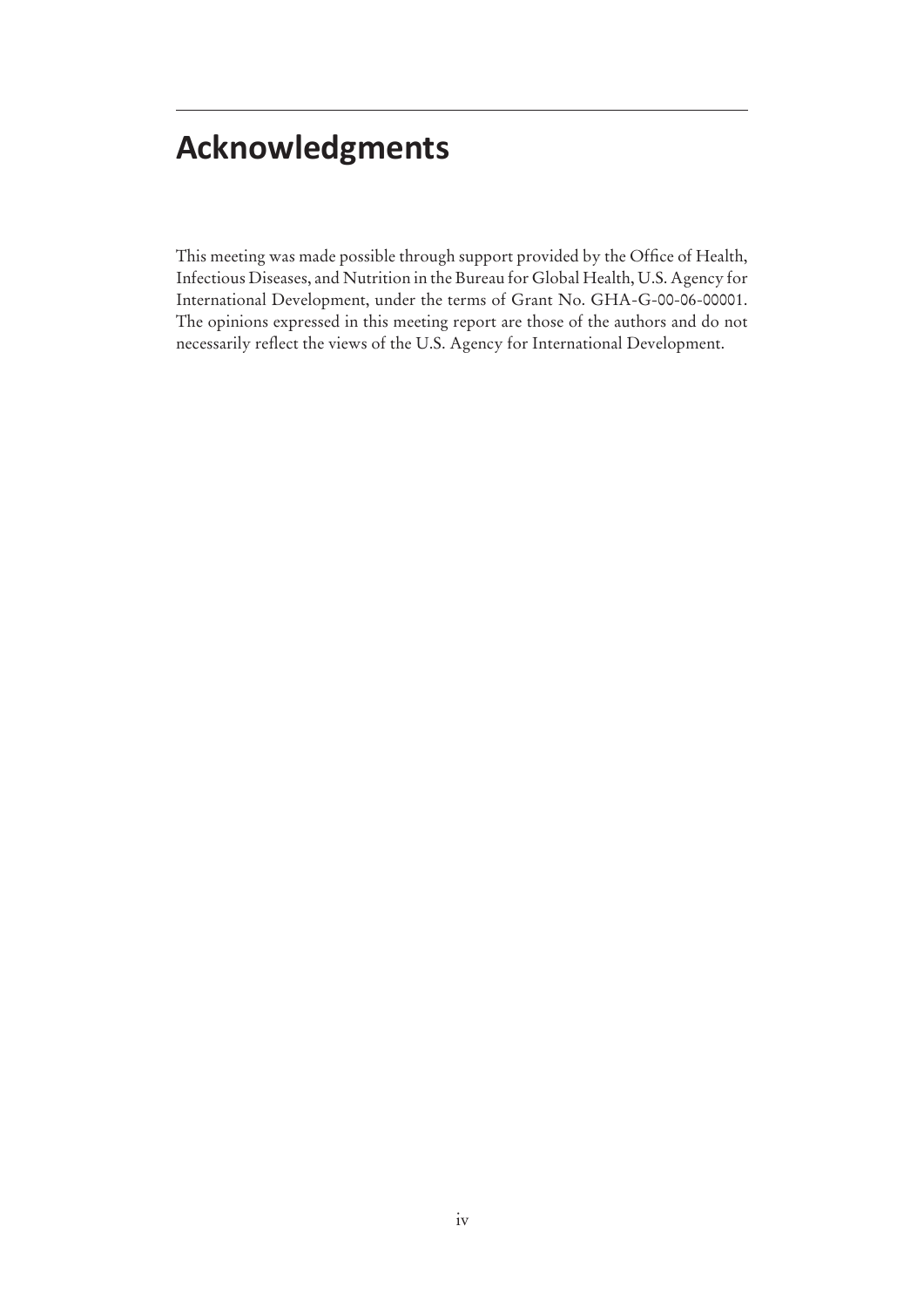# Acknowledgments

This meeting was made possible through support provided by the Office of Health, Infectious Diseases, and Nutrition in the Bureau for Global Health, U.S. Agency for International Development, under the terms of Grant No. GHA-G-00-06-00001. The opinions expressed in this meeting report are those of the authors and do not necessarily reflect the views of the U.S. Agency for International Development.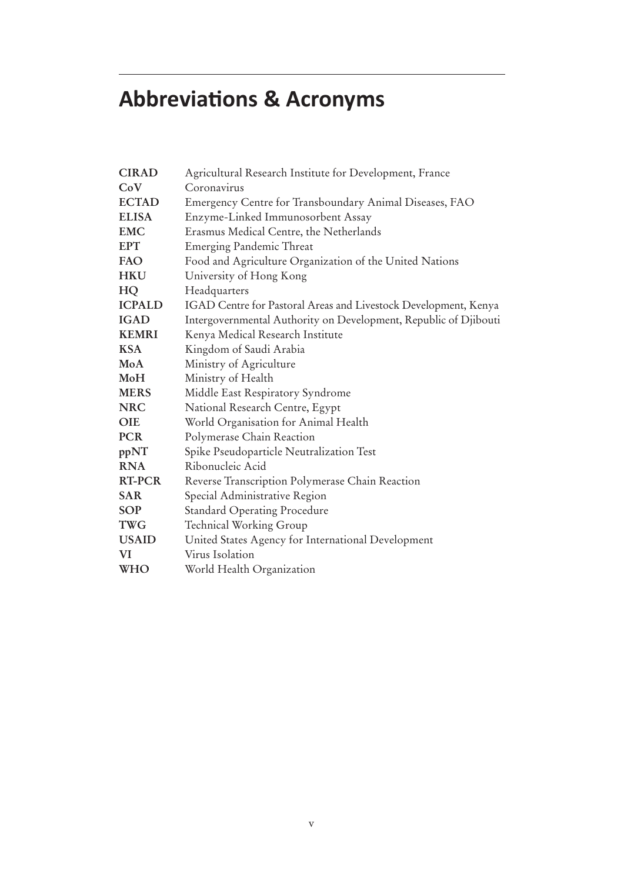# Abbreviations & Acronyms

| | |
|---|---|
| **CIRAD** | Agricultural Research Institute for Development, France |
| **CoV** | Coronavirus |
| **ECTAD** | Emergency Centre for Transboundary Animal Diseases, FAO |
| **ELISA** | Enzyme-Linked Immunosorbent Assay |
| **EMC** | Erasmus Medical Centre, the Netherlands |
| **EPT** | Emerging Pandemic Threat |
| **FAO** | Food and Agriculture Organization of the United Nations |
| **HKU** | University of Hong Kong |
| **HQ** | Headquarters |
| **ICPALD** | IGAD Centre for Pastoral Areas and Livestock Development, Kenya |
| **IGAD** | Intergovernmental Authority on Development, Republic of Djibouti |
| **KEMRI** | Kenya Medical Research Institute |
| **KSA** | Kingdom of Saudi Arabia |
| **MoA** | Ministry of Agriculture |
| **MoH** | Ministry of Health |
| **MERS** | Middle East Respiratory Syndrome |
| **NRC** | National Research Centre, Egypt |
| **OIE** | World Organisation for Animal Health |
| **PCR** | Polymerase Chain Reaction |
| **ppNT** | Spike Pseudoparticle Neutralization Test |
| **RNA** | Ribonucleic Acid |
| **RT-PCR** | Reverse Transcription Polymerase Chain Reaction |
| **SAR** | Special Administrative Region |
| **SOP** | Standard Operating Procedure |
| **TWG** | Technical Working Group |
| **USAID** | United States Agency for International Development |
| **VI** | Virus Isolation |
| **WHO** | World Health Organization |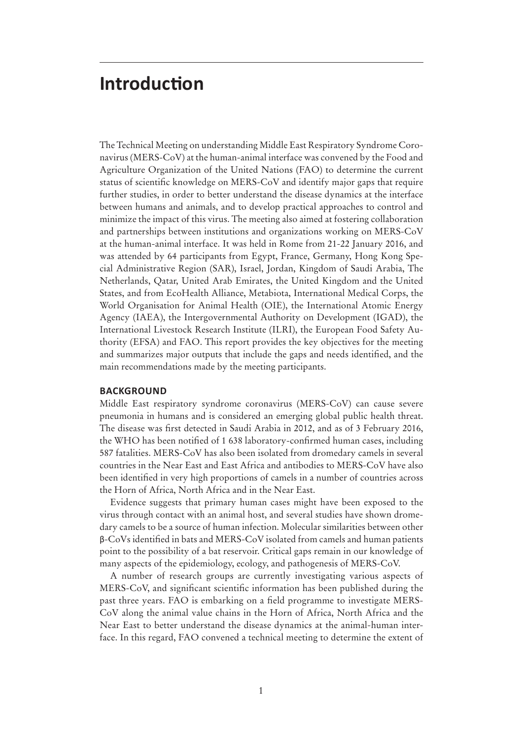# Introduction

The Technical Meeting on understanding Middle East Respiratory Syndrome Coronavirus (MERS-CoV) at the human-animal interface was convened by the Food and Agriculture Organization of the United Nations (FAO) to determine the current status of scientific knowledge on MERS-CoV and identify major gaps that require further studies, in order to better understand the disease dynamics at the interface between humans and animals, and to develop practical approaches to control and minimize the impact of this virus. The meeting also aimed at fostering collaboration and partnerships between institutions and organizations working on MERS-CoV at the human-animal interface. It was held in Rome from 21-22 January 2016, and was attended by 64 participants from Egypt, France, Germany, Hong Kong Special Administrative Region (SAR), Israel, Jordan, Kingdom of Saudi Arabia, The Netherlands, Qatar, United Arab Emirates, the United Kingdom and the United States, and from EcoHealth Alliance, Metabiota, International Medical Corps, the World Organisation for Animal Health (OIE), the International Atomic Energy Agency (IAEA), the Intergovernmental Authority on Development (IGAD), the International Livestock Research Institute (ILRI), the European Food Safety Authority (EFSA) and FAO. This report provides the key objectives for the meeting and summarizes major outputs that include the gaps and needs identified, and the main recommendations made by the meeting participants.

## BACKGROUND

Middle East respiratory syndrome coronavirus (MERS-CoV) can cause severe pneumonia in humans and is considered an emerging global public health threat. The disease was first detected in Saudi Arabia in 2012, and as of 3 February 2016, the WHO has been notified of 1 638 laboratory-confirmed human cases, including 587 fatalities. MERS-CoV has also been isolated from dromedary camels in several countries in the Near East and East Africa and antibodies to MERS-CoV have also been identified in very high proportions of camels in a number of countries across the Horn of Africa, North Africa and in the Near East.

Evidence suggests that primary human cases might have been exposed to the virus through contact with an animal host, and several studies have shown dromedary camels to be a source of human infection. Molecular similarities between other β-CoVs identified in bats and MERS-CoV isolated from camels and human patients point to the possibility of a bat reservoir. Critical gaps remain in our knowledge of many aspects of the epidemiology, ecology, and pathogenesis of MERS-CoV.

A number of research groups are currently investigating various aspects of MERS-CoV, and significant scientific information has been published during the past three years. FAO is embarking on a field programme to investigate MERS-CoV along the animal value chains in the Horn of Africa, North Africa and the Near East to better understand the disease dynamics at the animal-human interface. In this regard, FAO convened a technical meeting to determine the extent of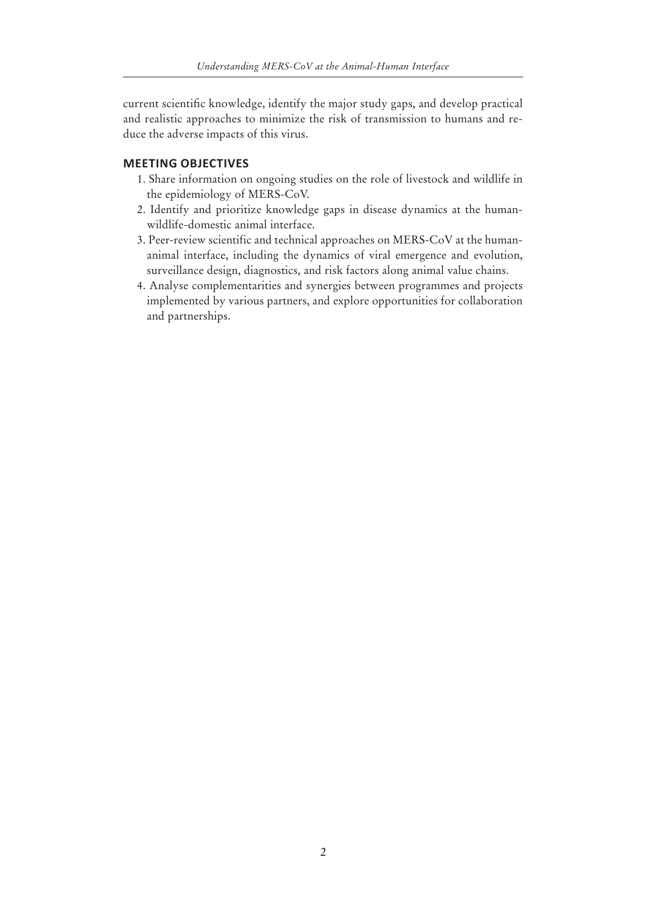current scientific knowledge, identify the major study gaps, and develop practical and realistic approaches to minimize the risk of transmission to humans and reduce the adverse impacts of this virus.

## MEETING OBJECTIVES

1. Share information on ongoing studies on the role of livestock and wildlife in the epidemiology of MERS-CoV.
2. Identify and prioritize knowledge gaps in disease dynamics at the human-wildlife-domestic animal interface.
3. Peer-review scientific and technical approaches on MERS-CoV at the human-animal interface, including the dynamics of viral emergence and evolution, surveillance design, diagnostics, and risk factors along animal value chains.
4. Analyse complementarities and synergies between programmes and projects implemented by various partners, and explore opportunities for collaboration and partnerships.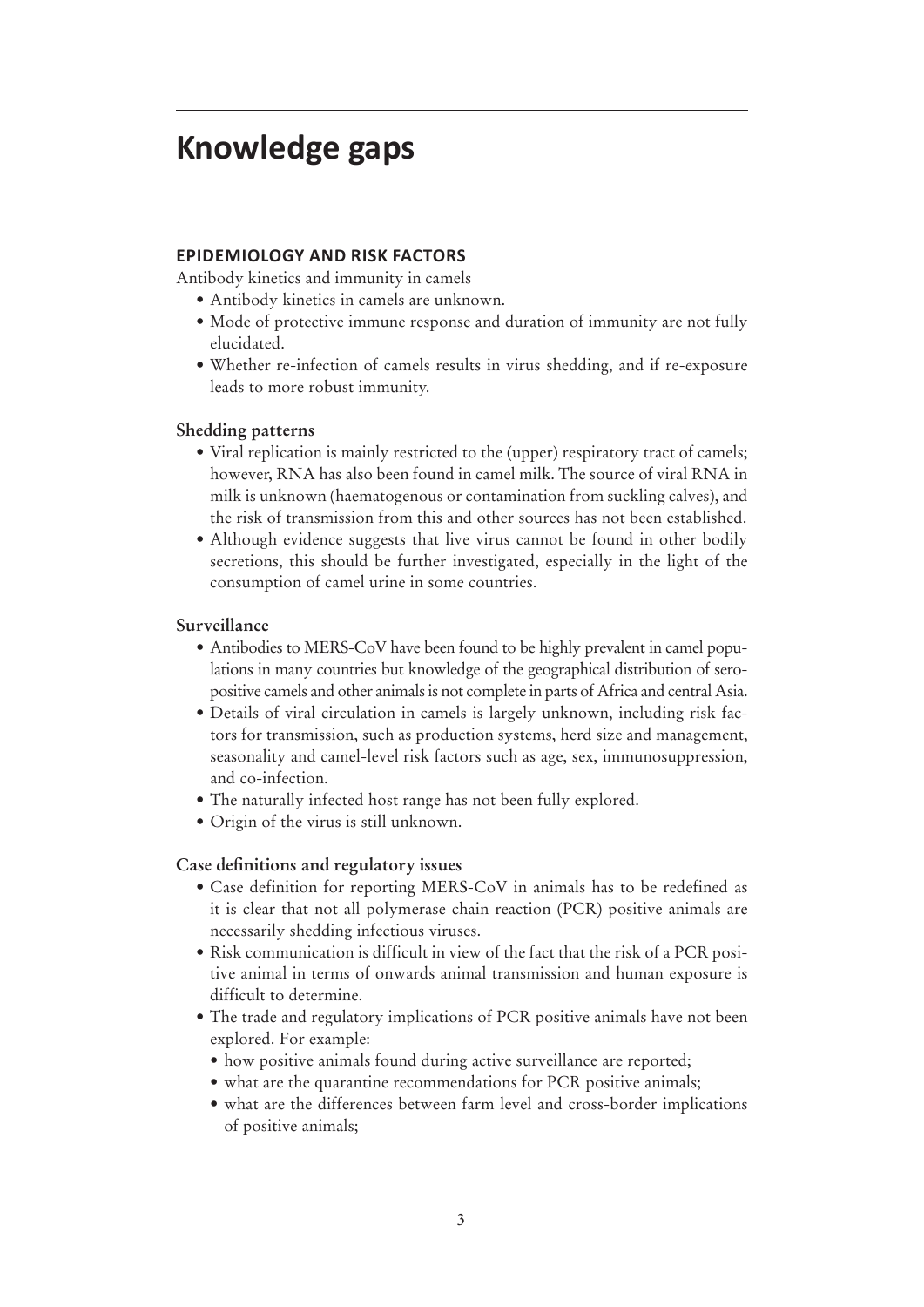# Knowledge gaps

### EPIDEMIOLOGY AND RISK FACTORS

Antibody kinetics and immunity in camels

- Antibody kinetics in camels are unknown.
- Mode of protective immune response and duration of immunity are not fully elucidated.
- Whether re-infection of camels results in virus shedding, and if re-exposure leads to more robust immunity.

#### Shedding patterns

- Viral replication is mainly restricted to the (upper) respiratory tract of camels; however, RNA has also been found in camel milk. The source of viral RNA in milk is unknown (haematogenous or contamination from suckling calves), and the risk of transmission from this and other sources has not been established.
- Although evidence suggests that live virus cannot be found in other bodily secretions, this should be further investigated, especially in the light of the consumption of camel urine in some countries.

#### Surveillance

- Antibodies to MERS-CoV have been found to be highly prevalent in camel populations in many countries but knowledge of the geographical distribution of seropositive camels and other animals is not complete in parts of Africa and central Asia.
- Details of viral circulation in camels is largely unknown, including risk factors for transmission, such as production systems, herd size and management, seasonality and camel-level risk factors such as age, sex, immunosuppression, and co-infection.
- The naturally infected host range has not been fully explored.
- Origin of the virus is still unknown.

#### Case definitions and regulatory issues

- Case definition for reporting MERS-CoV in animals has to be redefined as it is clear that not all polymerase chain reaction (PCR) positive animals are necessarily shedding infectious viruses.
- Risk communication is difficult in view of the fact that the risk of a PCR positive animal in terms of onwards animal transmission and human exposure is difficult to determine.
- The trade and regulatory implications of PCR positive animals have not been explored. For example:
  - how positive animals found during active surveillance are reported;
  - what are the quarantine recommendations for PCR positive animals;
  - what are the differences between farm level and cross-border implications of positive animals;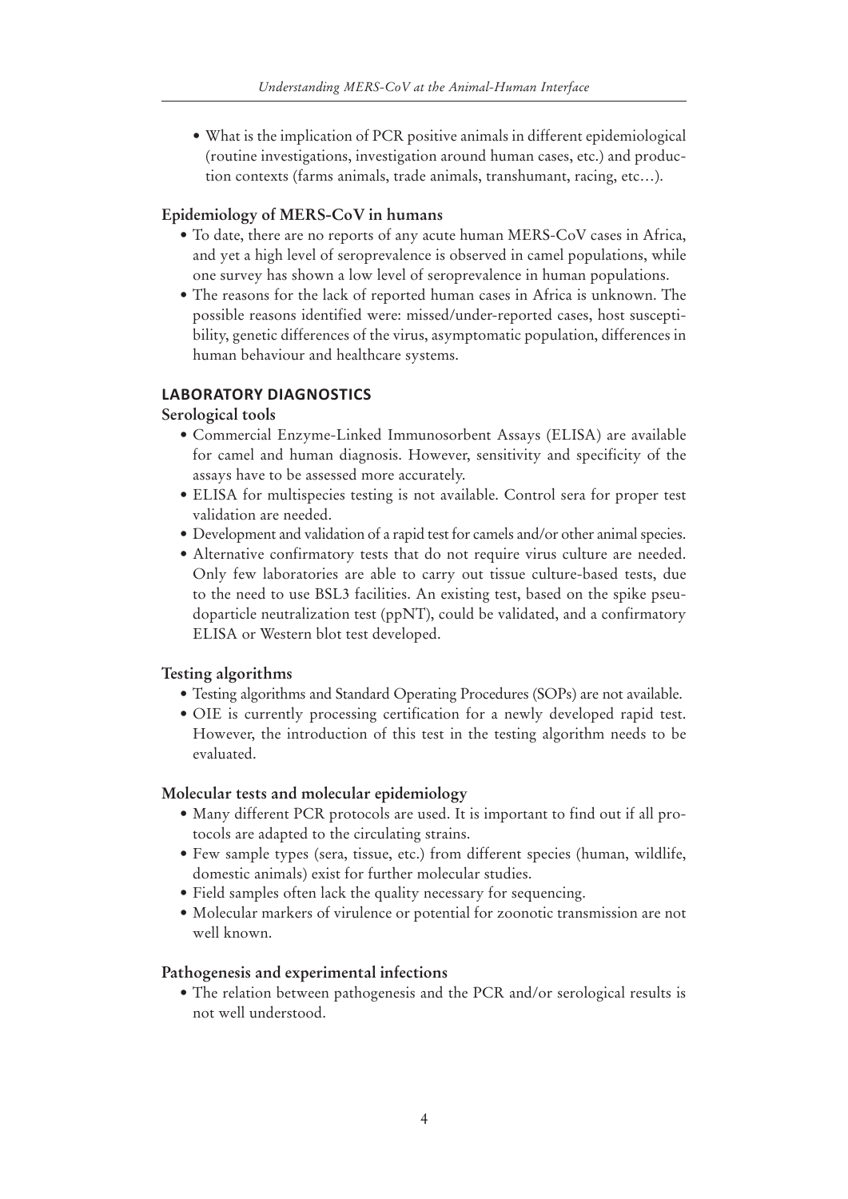- What is the implication of PCR positive animals in different epidemiological (routine investigations, investigation around human cases, etc.) and production contexts (farms animals, trade animals, transhumant, racing, etc…).

### Epidemiology of MERS-CoV in humans

- To date, there are no reports of any acute human MERS-CoV cases in Africa, and yet a high level of seroprevalence is observed in camel populations, while one survey has shown a low level of seroprevalence in human populations.
- The reasons for the lack of reported human cases in Africa is unknown. The possible reasons identified were: missed/under-reported cases, host susceptibility, genetic differences of the virus, asymptomatic population, differences in human behaviour and healthcare systems.

## LABORATORY DIAGNOSTICS

### Serological tools

- Commercial Enzyme-Linked Immunosorbent Assays (ELISA) are available for camel and human diagnosis. However, sensitivity and specificity of the assays have to be assessed more accurately.
- ELISA for multispecies testing is not available. Control sera for proper test validation are needed.
- Development and validation of a rapid test for camels and/or other animal species.
- Alternative confirmatory tests that do not require virus culture are needed. Only few laboratories are able to carry out tissue culture-based tests, due to the need to use BSL3 facilities. An existing test, based on the spike pseudoparticle neutralization test (ppNT), could be validated, and a confirmatory ELISA or Western blot test developed.

### Testing algorithms

- Testing algorithms and Standard Operating Procedures (SOPs) are not available.
- OIE is currently processing certification for a newly developed rapid test. However, the introduction of this test in the testing algorithm needs to be evaluated.

### Molecular tests and molecular epidemiology

- Many different PCR protocols are used. It is important to find out if all protocols are adapted to the circulating strains.
- Few sample types (sera, tissue, etc.) from different species (human, wildlife, domestic animals) exist for further molecular studies.
- Field samples often lack the quality necessary for sequencing.
- Molecular markers of virulence or potential for zoonotic transmission are not well known.

### Pathogenesis and experimental infections

- The relation between pathogenesis and the PCR and/or serological results is not well understood.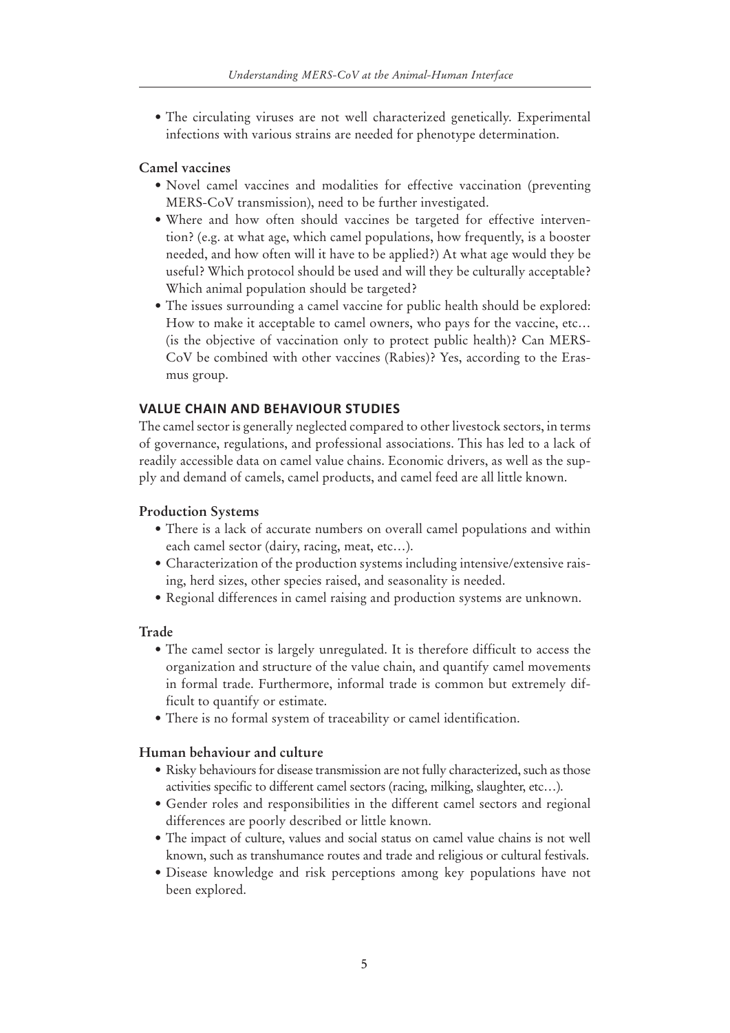- The circulating viruses are not well characterized genetically. Experimental infections with various strains are needed for phenotype determination.

### Camel vaccines

- Novel camel vaccines and modalities for effective vaccination (preventing MERS-CoV transmission), need to be further investigated.
- Where and how often should vaccines be targeted for effective intervention? (e.g. at what age, which camel populations, how frequently, is a booster needed, and how often will it have to be applied?) At what age would they be useful? Which protocol should be used and will they be culturally acceptable? Which animal population should be targeted?
- The issues surrounding a camel vaccine for public health should be explored: How to make it acceptable to camel owners, who pays for the vaccine, etc… (is the objective of vaccination only to protect public health)? Can MERS-CoV be combined with other vaccines (Rabies)? Yes, according to the Erasmus group.

## VALUE CHAIN AND BEHAVIOUR STUDIES

The camel sector is generally neglected compared to other livestock sectors, in terms of governance, regulations, and professional associations. This has led to a lack of readily accessible data on camel value chains. Economic drivers, as well as the supply and demand of camels, camel products, and camel feed are all little known.

### Production Systems

- There is a lack of accurate numbers on overall camel populations and within each camel sector (dairy, racing, meat, etc…).
- Characterization of the production systems including intensive/extensive raising, herd sizes, other species raised, and seasonality is needed.
- Regional differences in camel raising and production systems are unknown.

### Trade

- The camel sector is largely unregulated. It is therefore difficult to access the organization and structure of the value chain, and quantify camel movements in formal trade. Furthermore, informal trade is common but extremely difficult to quantify or estimate.
- There is no formal system of traceability or camel identification.

### Human behaviour and culture

- Risky behaviours for disease transmission are not fully characterized, such as those activities specific to different camel sectors (racing, milking, slaughter, etc…).
- Gender roles and responsibilities in the different camel sectors and regional differences are poorly described or little known.
- The impact of culture, values and social status on camel value chains is not well known, such as transhumance routes and trade and religious or cultural festivals.
- Disease knowledge and risk perceptions among key populations have not been explored.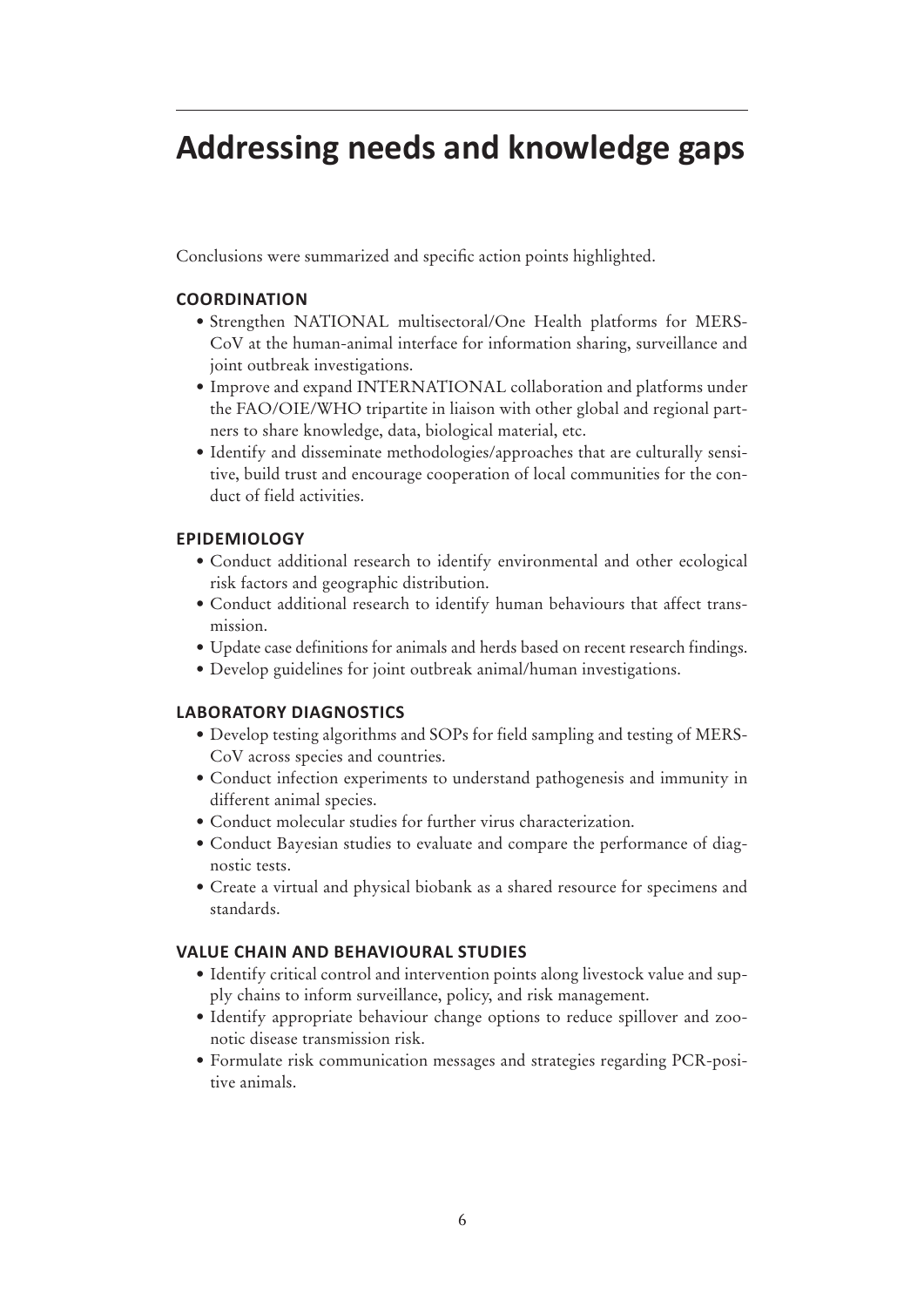# Addressing needs and knowledge gaps

Conclusions were summarized and specific action points highlighted.

### COORDINATION

- Strengthen NATIONAL multisectoral/One Health platforms for MERS-CoV at the human-animal interface for information sharing, surveillance and joint outbreak investigations.
- Improve and expand INTERNATIONAL collaboration and platforms under the FAO/OIE/WHO tripartite in liaison with other global and regional partners to share knowledge, data, biological material, etc.
- Identify and disseminate methodologies/approaches that are culturally sensitive, build trust and encourage cooperation of local communities for the conduct of field activities.

### EPIDEMIOLOGY

- Conduct additional research to identify environmental and other ecological risk factors and geographic distribution.
- Conduct additional research to identify human behaviours that affect transmission.
- Update case definitions for animals and herds based on recent research findings.
- Develop guidelines for joint outbreak animal/human investigations.

### LABORATORY DIAGNOSTICS

- Develop testing algorithms and SOPs for field sampling and testing of MERS-CoV across species and countries.
- Conduct infection experiments to understand pathogenesis and immunity in different animal species.
- Conduct molecular studies for further virus characterization.
- Conduct Bayesian studies to evaluate and compare the performance of diagnostic tests.
- Create a virtual and physical biobank as a shared resource for specimens and standards.

### VALUE CHAIN AND BEHAVIOURAL STUDIES

- Identify critical control and intervention points along livestock value and supply chains to inform surveillance, policy, and risk management.
- Identify appropriate behaviour change options to reduce spillover and zoonotic disease transmission risk.
- Formulate risk communication messages and strategies regarding PCR-positive animals.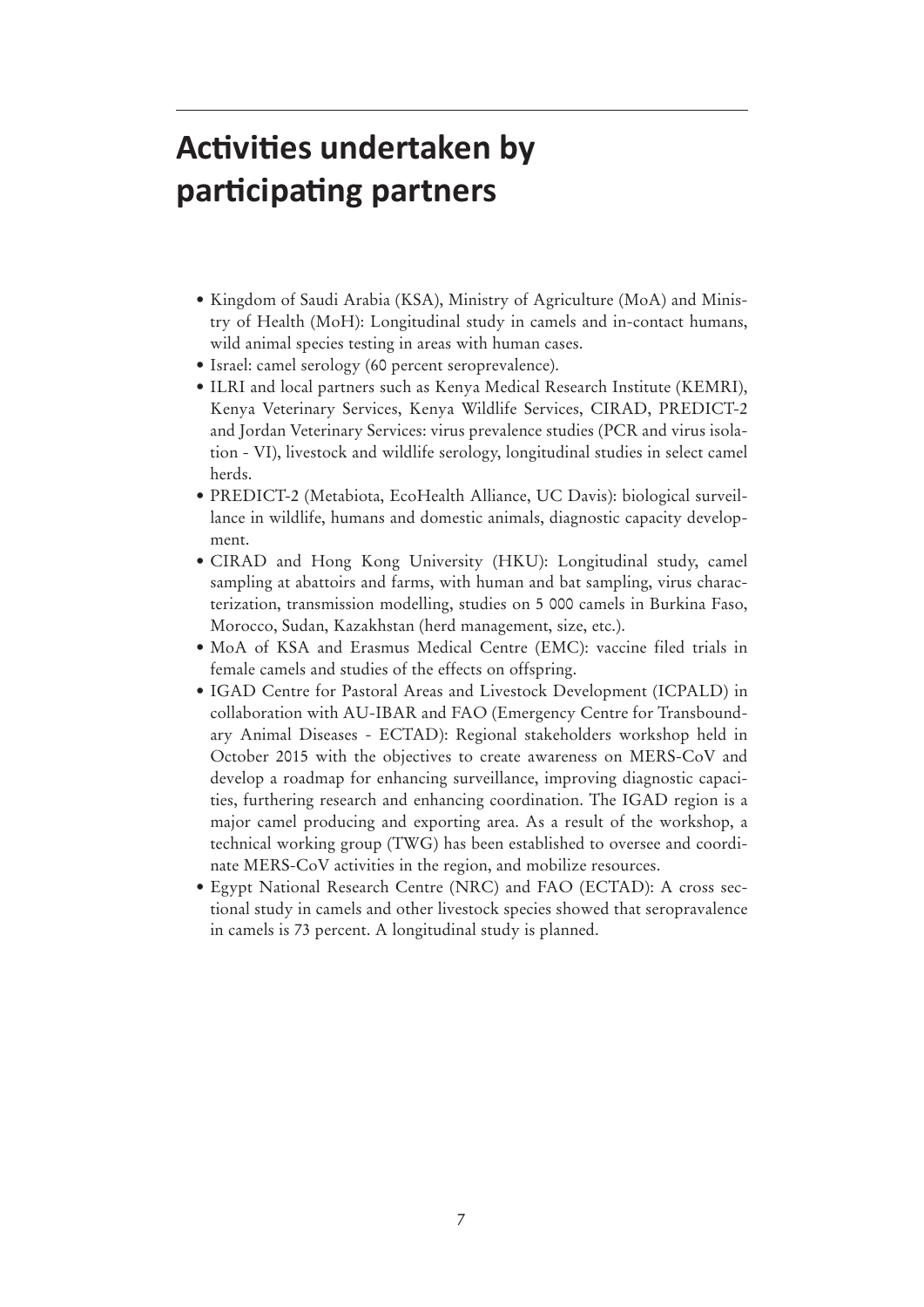# Activities undertaken by participating partners

- Kingdom of Saudi Arabia (KSA), Ministry of Agriculture (MoA) and Ministry of Health (MoH): Longitudinal study in camels and in-contact humans, wild animal species testing in areas with human cases.
- Israel: camel serology (60 percent seroprevalence).
- ILRI and local partners such as Kenya Medical Research Institute (KEMRI), Kenya Veterinary Services, Kenya Wildlife Services, CIRAD, PREDICT-2 and Jordan Veterinary Services: virus prevalence studies (PCR and virus isolation - VI), livestock and wildlife serology, longitudinal studies in select camel herds.
- PREDICT-2 (Metabiota, EcoHealth Alliance, UC Davis): biological surveillance in wildlife, humans and domestic animals, diagnostic capacity development.
- CIRAD and Hong Kong University (HKU): Longitudinal study, camel sampling at abattoirs and farms, with human and bat sampling, virus characterization, transmission modelling, studies on 5 000 camels in Burkina Faso, Morocco, Sudan, Kazakhstan (herd management, size, etc.).
- MoA of KSA and Erasmus Medical Centre (EMC): vaccine filed trials in female camels and studies of the effects on offspring.
- IGAD Centre for Pastoral Areas and Livestock Development (ICPALD) in collaboration with AU-IBAR and FAO (Emergency Centre for Transboundary Animal Diseases - ECTAD): Regional stakeholders workshop held in October 2015 with the objectives to create awareness on MERS-CoV and develop a roadmap for enhancing surveillance, improving diagnostic capacities, furthering research and enhancing coordination. The IGAD region is a major camel producing and exporting area. As a result of the workshop, a technical working group (TWG) has been established to oversee and coordinate MERS-CoV activities in the region, and mobilize resources.
- Egypt National Research Centre (NRC) and FAO (ECTAD): A cross sectional study in camels and other livestock species showed that seropravalence in camels is 73 percent. A longitudinal study is planned.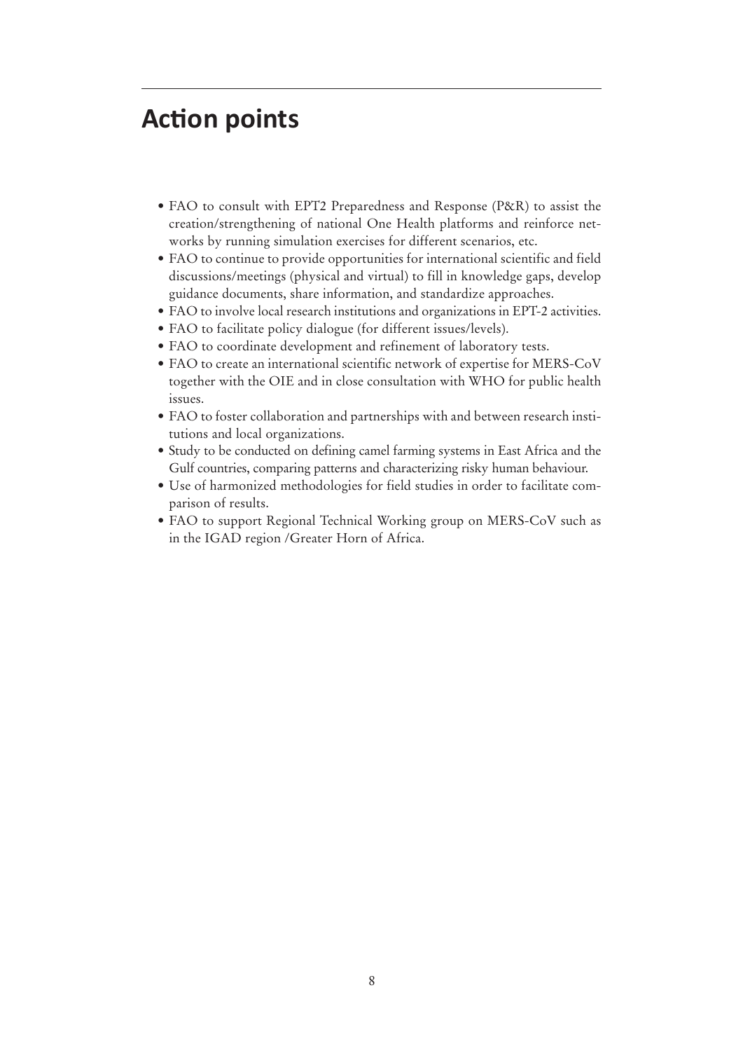# Action points

- FAO to consult with EPT2 Preparedness and Response (P&R) to assist the creation/strengthening of national One Health platforms and reinforce networks by running simulation exercises for different scenarios, etc.
- FAO to continue to provide opportunities for international scientific and field discussions/meetings (physical and virtual) to fill in knowledge gaps, develop guidance documents, share information, and standardize approaches.
- FAO to involve local research institutions and organizations in EPT-2 activities.
- FAO to facilitate policy dialogue (for different issues/levels).
- FAO to coordinate development and refinement of laboratory tests.
- FAO to create an international scientific network of expertise for MERS-CoV together with the OIE and in close consultation with WHO for public health issues.
- FAO to foster collaboration and partnerships with and between research institutions and local organizations.
- Study to be conducted on defining camel farming systems in East Africa and the Gulf countries, comparing patterns and characterizing risky human behaviour.
- Use of harmonized methodologies for field studies in order to facilitate comparison of results.
- FAO to support Regional Technical Working group on MERS-CoV such as in the IGAD region /Greater Horn of Africa.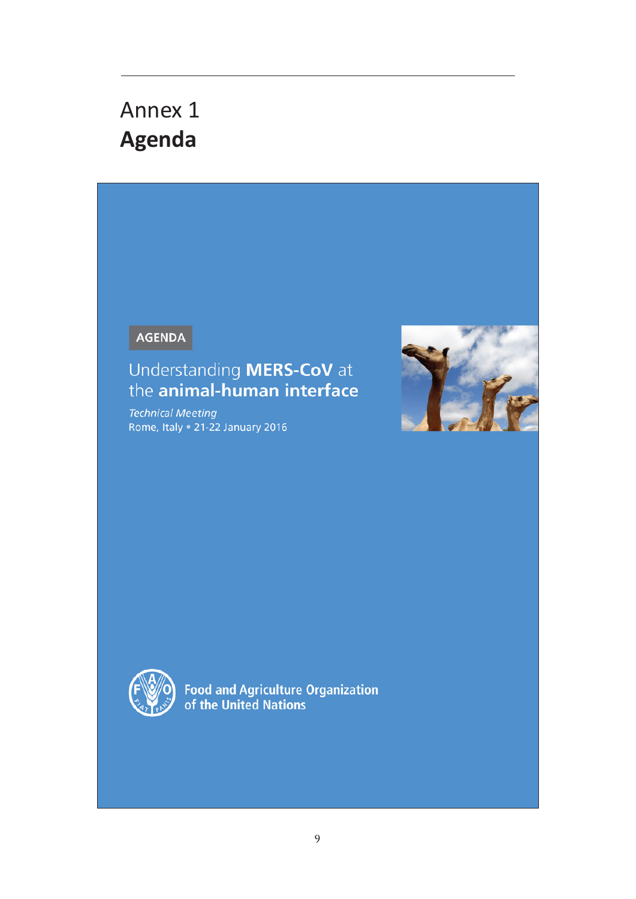# Annex 1
# Agenda

AGENDA

## Understanding **MERS-CoV** at the **animal-human interface**

*Technical Meeting*
Rome, Italy • 21-22 January 2016

Food and Agriculture Organization of the United Nations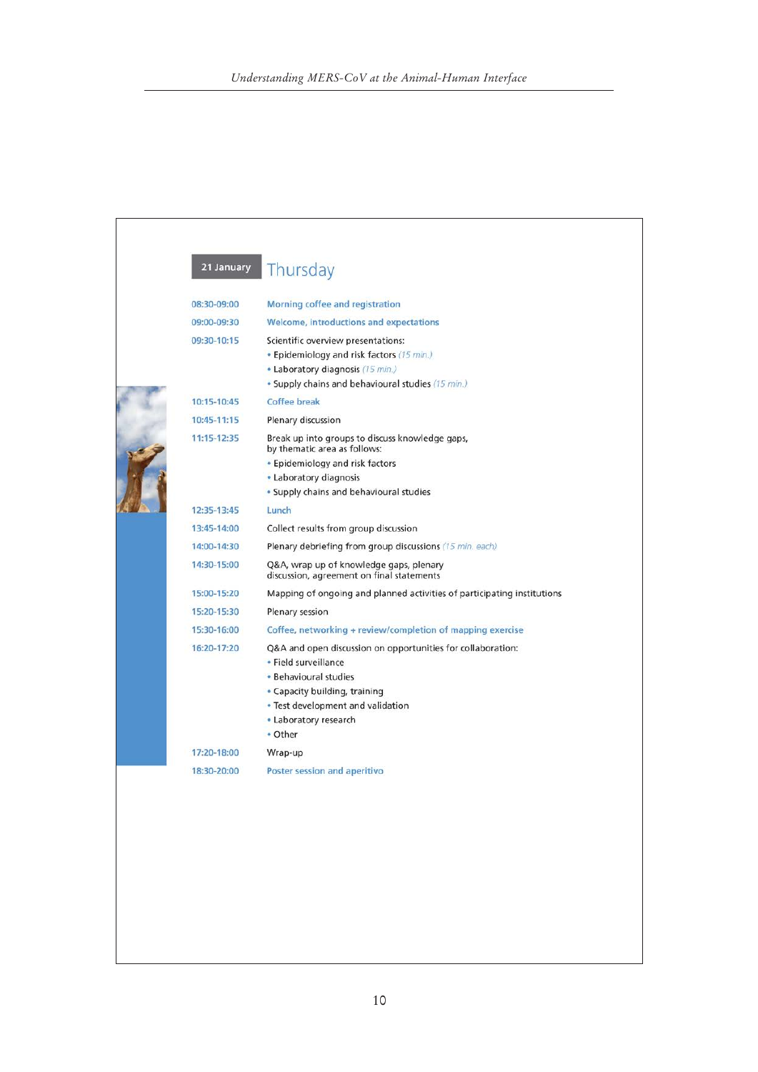## 21 January Thursday

| | |
|---|---|
| 08:30-09:00 | Morning coffee and registration |
| 09:00-09:30 | Welcome, introductions and expectations |
| 09:30-10:15 | Scientific overview presentations:<br>• Epidemiology and risk factors *(15 min.)*<br>• Laboratory diagnosis *(15 min.)*<br>• Supply chains and behavioural studies *(15 min.)* |
| 10:15-10:45 | Coffee break |
| 10:45-11:15 | Plenary discussion |
| 11:15-12:35 | Break up into groups to discuss knowledge gaps, by thematic area as follows:<br>• Epidemiology and risk factors<br>• Laboratory diagnosis<br>• Supply chains and behavioural studies |
| 12:35-13:45 | Lunch |
| 13:45-14:00 | Collect results from group discussion |
| 14:00-14:30 | Plenary debriefing from group discussions *(15 min. each)* |
| 14:30-15:00 | Q&A, wrap up of knowledge gaps, plenary discussion, agreement on final statements |
| 15:00-15:20 | Mapping of ongoing and planned activities of participating institutions |
| 15:20-15:30 | Plenary session |
| 15:30-16:00 | Coffee, networking + review/completion of mapping exercise |
| 16:20-17:20 | Q&A and open discussion on opportunities for collaboration:<br>• Field surveillance<br>• Behavioural studies<br>• Capacity building, training<br>• Test development and validation<br>• Laboratory research<br>• Other |
| 17:20-18:00 | Wrap-up |
| 18:30-20:00 | Poster session and aperitivo |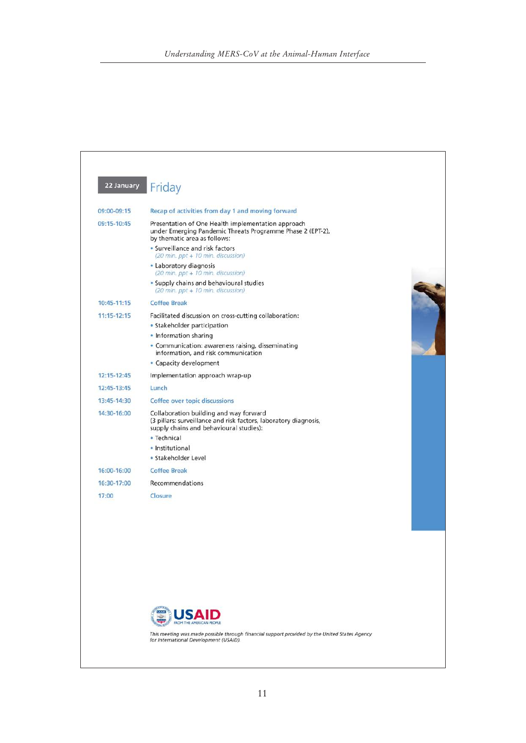## 22 January Friday

| Time | Activity |
|---|---|
| 09:00-09:15 | Recap of activities from day 1 and moving forward |
| 09:15-10:45 | Presentation of One Health implementation approach under Emerging Pandemic Threats Programme Phase 2 (EPT-2), by thematic area as follows:<br>• Surveillance and risk factors *(20 min. ppt + 10 min. discussion)*<br>• Laboratory diagnosis *(20 min. ppt + 10 min. discussion)*<br>• Supply chains and behavioural studies *(20 min. ppt + 10 min. discussion)* |
| 10:45-11:15 | Coffee Break |
| 11:15-12:15 | Facilitated discussion on cross-cutting collaboration:<br>• Stakeholder participation<br>• Information sharing<br>• Communication: awareness raising, disseminating information, and risk communication<br>• Capacity development |
| 12:15-12:45 | Implementation approach wrap-up |
| 12:45-13:45 | Lunch |
| 13:45-14:30 | Coffee over topic discussions |
| 14:30-16:00 | Collaboration building and way forward (3 pillars: surveillance and risk factors, laboratory diagnosis, supply chains and behavioural studies):<br>• Technical<br>• Institutional<br>• Stakeholder Level |
| 16:00-16:00 | Coffee Break |
| 16:30-17:00 | Recommendations |
| 17:00 | Closure |

USAID FROM THE AMERICAN PEOPLE

*This meeting was made possible through financial support provided by the United States Agency for International Development (USAID).*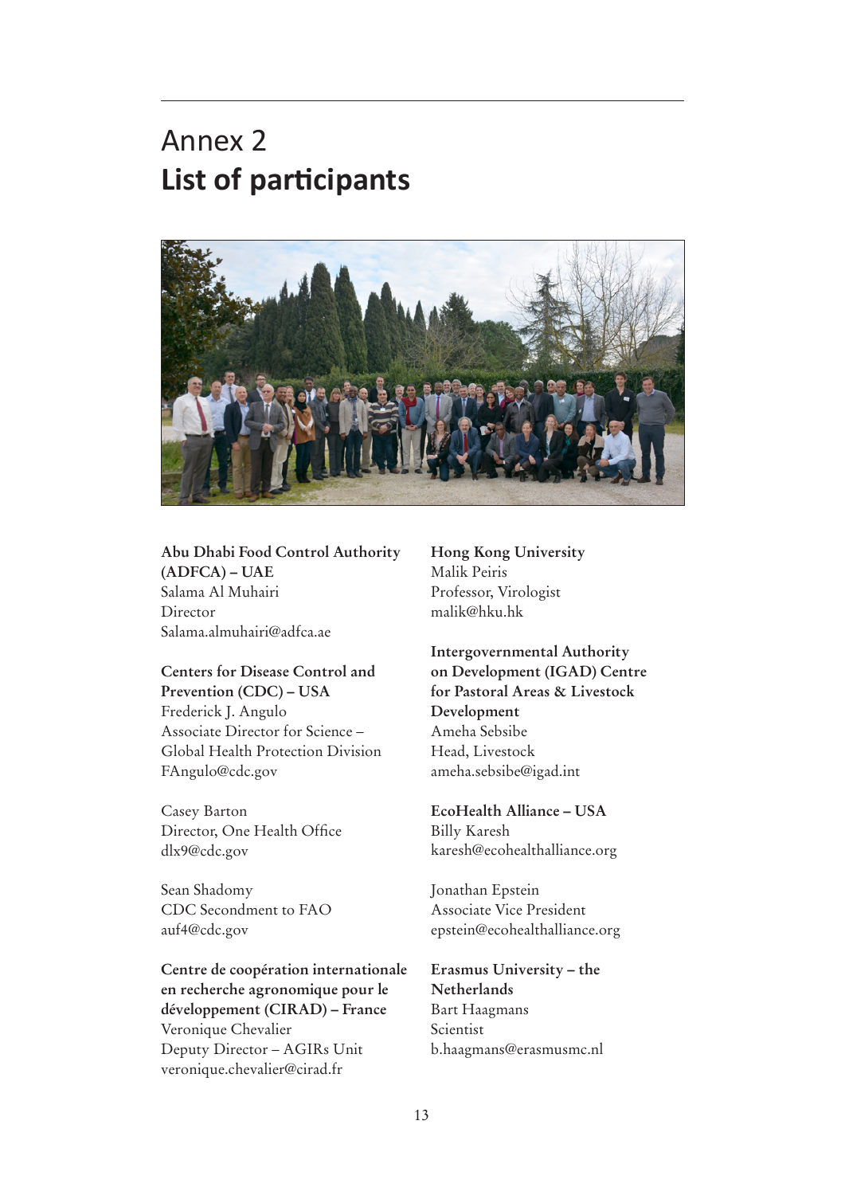# Annex 2
## List of participants

**Abu Dhabi Food Control Authority (ADFCA) – UAE**
Salama Al Muhairi
Director
Salama.almuhairi@adfca.ae

**Centers for Disease Control and Prevention (CDC) – USA**
Frederick J. Angulo
Associate Director for Science – Global Health Protection Division
FAngulo@cdc.gov

Casey Barton
Director, One Health Office
dlx9@cdc.gov

Sean Shadomy
CDC Secondment to FAO
auf4@cdc.gov

**Centre de coopération internationale en recherche agronomique pour le développement (CIRAD) – France**
Veronique Chevalier
Deputy Director – AGIRs Unit
veronique.chevalier@cirad.fr

**Hong Kong University**
Malik Peiris
Professor, Virologist
malik@hku.hk

**Intergovernmental Authority on Development (IGAD) Centre for Pastoral Areas & Livestock Development**
Ameha Sebsibe
Head, Livestock
ameha.sebsibe@igad.int

**EcoHealth Alliance – USA**
Billy Karesh
karesh@ecohealthalliance.org

Jonathan Epstein
Associate Vice President
epstein@ecohealthalliance.org

**Erasmus University – the Netherlands**
Bart Haagmans
Scientist
b.haagmans@erasmusmc.nl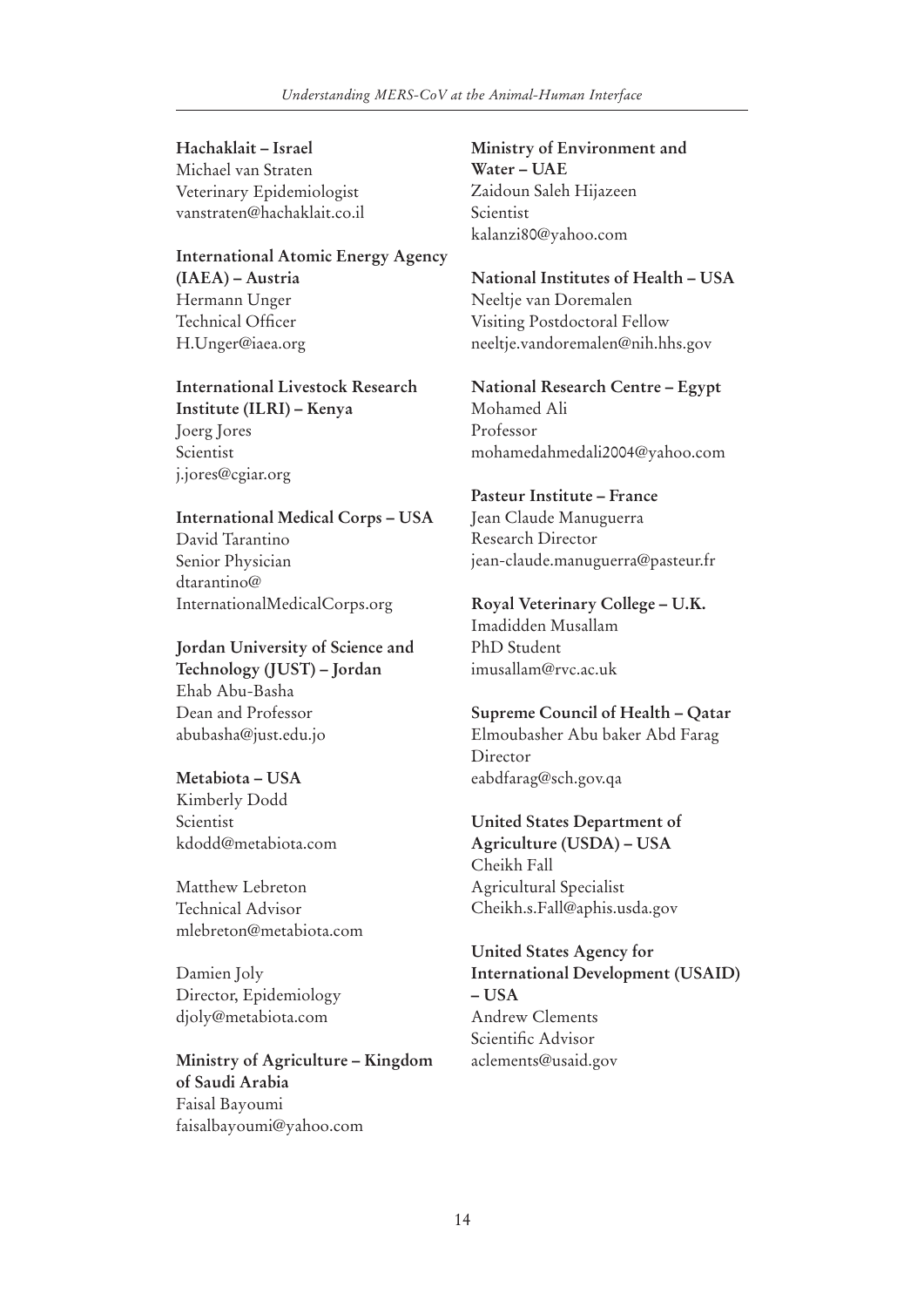**Hachaklait – Israel**
Michael van Straten
Veterinary Epidemiologist
vanstraten@hachaklait.co.il

**International Atomic Energy Agency (IAEA) – Austria**
Hermann Unger
Technical Officer
H.Unger@iaea.org

**International Livestock Research Institute (ILRI) – Kenya**
Joerg Jores
Scientist
j.jores@cgiar.org

**International Medical Corps – USA**
David Tarantino
Senior Physician
dtarantino@InternationalMedicalCorps.org

**Jordan University of Science and Technology (JUST) – Jordan**
Ehab Abu-Basha
Dean and Professor
abubasha@just.edu.jo

**Metabiota – USA**
Kimberly Dodd
Scientist
kdodd@metabiota.com

Matthew Lebreton
Technical Advisor
mlebreton@metabiota.com

Damien Joly
Director, Epidemiology
djoly@metabiota.com

**Ministry of Agriculture – Kingdom of Saudi Arabia**
Faisal Bayoumi
faisalbayoumi@yahoo.com

**Ministry of Environment and Water – UAE**
Zaidoun Saleh Hijazeen
Scientist
kalanzi80@yahoo.com

**National Institutes of Health – USA**
Neeltje van Doremalen
Visiting Postdoctoral Fellow
neeltje.vandoremalen@nih.hhs.gov

**National Research Centre – Egypt**
Mohamed Ali
Professor
mohamedahmedali2004@yahoo.com

**Pasteur Institute – France**
Jean Claude Manuguerra
Research Director
jean-claude.manuguerra@pasteur.fr

**Royal Veterinary College – U.K.**
Imadidden Musallam
PhD Student
imusallam@rvc.ac.uk

**Supreme Council of Health – Qatar**
Elmoubasher Abu baker Abd Farag
Director
eabdfarag@sch.gov.qa

**United States Department of Agriculture (USDA) – USA**
Cheikh Fall
Agricultural Specialist
Cheikh.s.Fall@aphis.usda.gov

**United States Agency for International Development (USAID) – USA**
Andrew Clements
Scientific Advisor
aclements@usaid.gov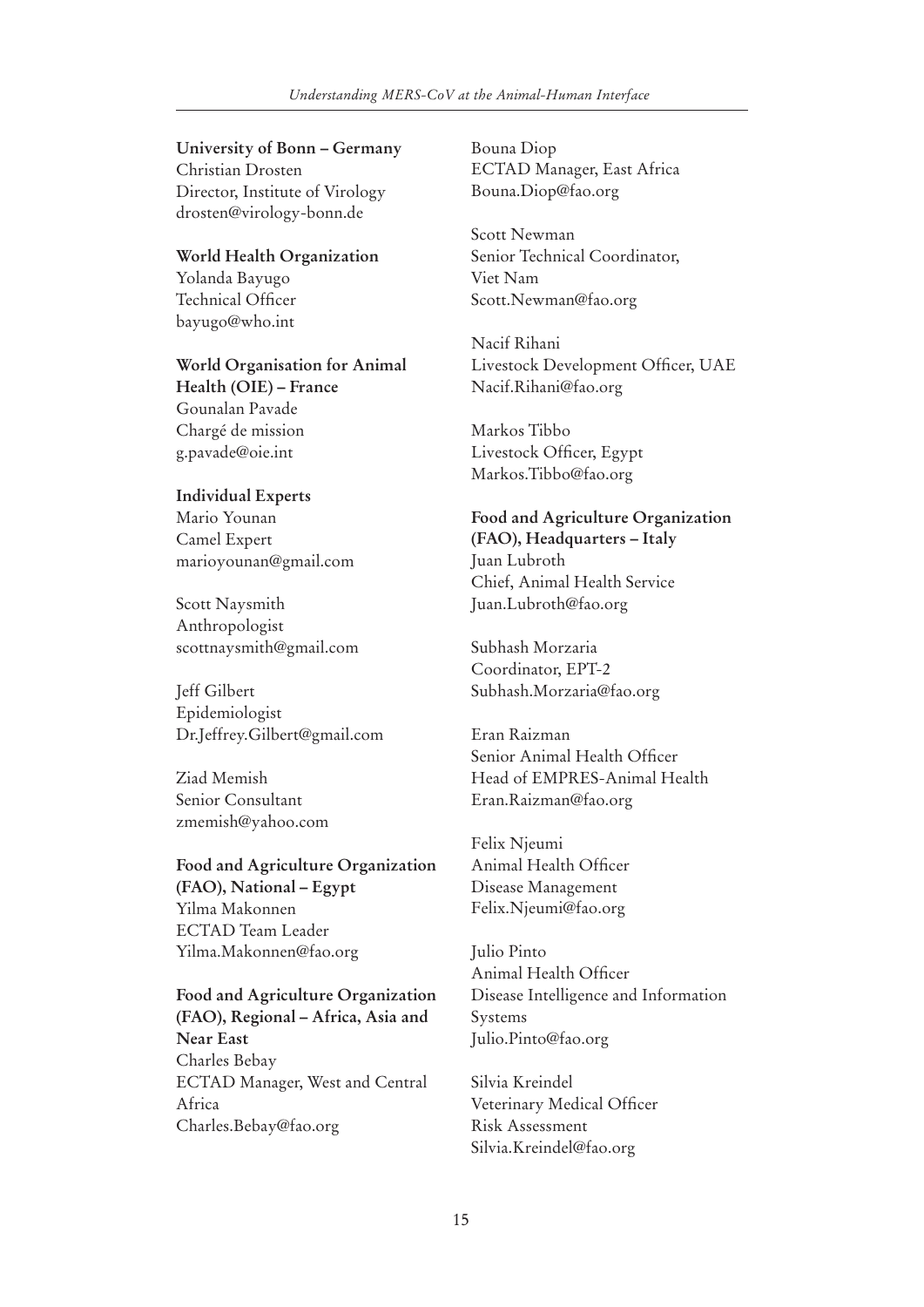**University of Bonn – Germany**
Christian Drosten
Director, Institute of Virology
drosten@virology-bonn.de

**World Health Organization**
Yolanda Bayugo
Technical Officer
bayugo@who.int

**World Organisation for Animal Health (OIE) – France**
Gounalan Pavade
Chargé de mission
g.pavade@oie.int

**Individual Experts**
Mario Younan
Camel Expert
marioyounan@gmail.com

Scott Naysmith
Anthropologist
scottnaysmith@gmail.com

Jeff Gilbert
Epidemiologist
Dr.Jeffrey.Gilbert@gmail.com

Ziad Memish
Senior Consultant
zmemish@yahoo.com

**Food and Agriculture Organization (FAO), National – Egypt**
Yilma Makonnen
ECTAD Team Leader
Yilma.Makonnen@fao.org

**Food and Agriculture Organization (FAO), Regional – Africa, Asia and Near East**
Charles Bebay
ECTAD Manager, West and Central Africa
Charles.Bebay@fao.org

Bouna Diop
ECTAD Manager, East Africa
Bouna.Diop@fao.org

Scott Newman
Senior Technical Coordinator, Viet Nam
Scott.Newman@fao.org

Nacif Rihani
Livestock Development Officer, UAE
Nacif.Rihani@fao.org

Markos Tibbo
Livestock Officer, Egypt
Markos.Tibbo@fao.org

**Food and Agriculture Organization (FAO), Headquarters – Italy**
Juan Lubroth
Chief, Animal Health Service
Juan.Lubroth@fao.org

Subhash Morzaria
Coordinator, EPT-2
Subhash.Morzaria@fao.org

Eran Raizman
Senior Animal Health Officer
Head of EMPRES-Animal Health
Eran.Raizman@fao.org

Felix Njeumi
Animal Health Officer
Disease Management
Felix.Njeumi@fao.org

Julio Pinto
Animal Health Officer
Disease Intelligence and Information Systems
Julio.Pinto@fao.org

Silvia Kreindel
Veterinary Medical Officer
Risk Assessment
Silvia.Kreindel@fao.org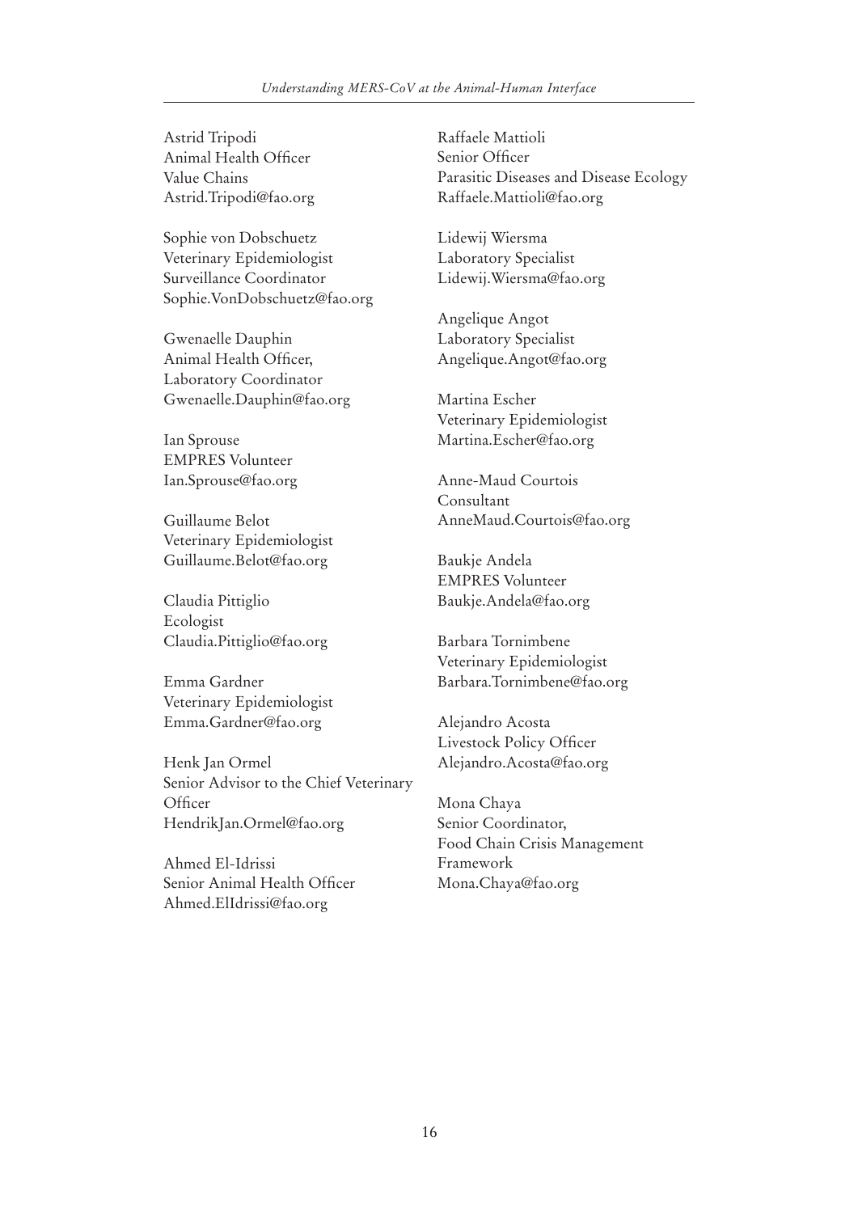Astrid Tripodi
Animal Health Officer
Value Chains
Astrid.Tripodi@fao.org

Sophie von Dobschuetz
Veterinary Epidemiologist
Surveillance Coordinator
Sophie.VonDobschuetz@fao.org

Gwenaelle Dauphin
Animal Health Officer,
Laboratory Coordinator
Gwenaelle.Dauphin@fao.org

Ian Sprouse
EMPRES Volunteer
Ian.Sprouse@fao.org

Guillaume Belot
Veterinary Epidemiologist
Guillaume.Belot@fao.org

Claudia Pittiglio
Ecologist
Claudia.Pittiglio@fao.org

Emma Gardner
Veterinary Epidemiologist
Emma.Gardner@fao.org

Henk Jan Ormel
Senior Advisor to the Chief Veterinary Officer
HendrikJan.Ormel@fao.org

Ahmed El-Idrissi
Senior Animal Health Officer
Ahmed.ElIdrissi@fao.org

Raffaele Mattioli
Senior Officer
Parasitic Diseases and Disease Ecology
Raffaele.Mattioli@fao.org

Lidewij Wiersma
Laboratory Specialist
Lidewij.Wiersma@fao.org

Angelique Angot
Laboratory Specialist
Angelique.Angot@fao.org

Martina Escher
Veterinary Epidemiologist
Martina.Escher@fao.org

Anne-Maud Courtois
Consultant
AnneMaud.Courtois@fao.org

Baukje Andela
EMPRES Volunteer
Baukje.Andela@fao.org

Barbara Tornimbene
Veterinary Epidemiologist
Barbara.Tornimbene@fao.org

Alejandro Acosta
Livestock Policy Officer
Alejandro.Acosta@fao.org

Mona Chaya
Senior Coordinator,
Food Chain Crisis Management Framework
Mona.Chaya@fao.org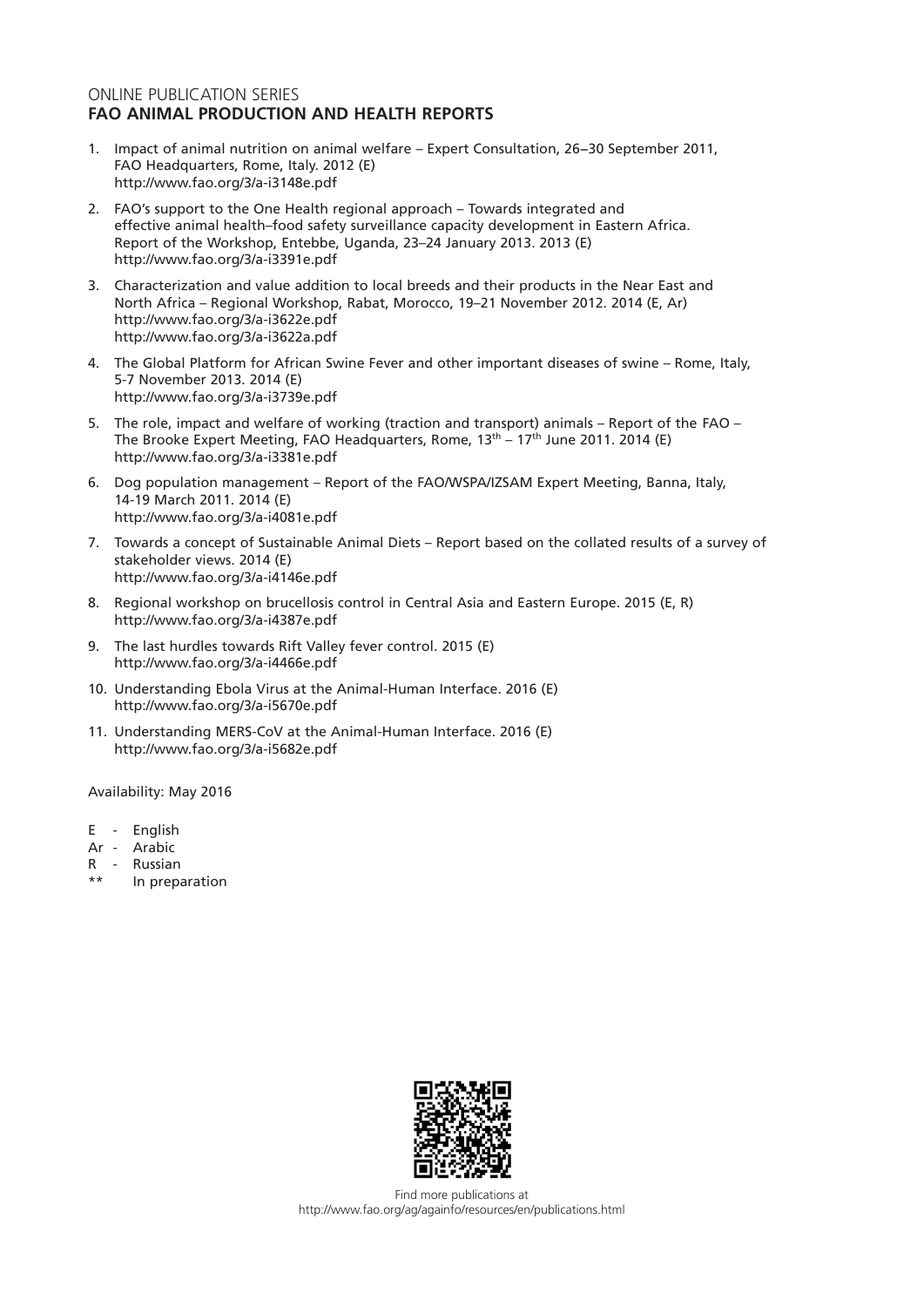ONLINE PUBLICATION SERIES

## FAO ANIMAL PRODUCTION AND HEALTH REPORTS

1. Impact of animal nutrition on animal welfare – Expert Consultation, 26–30 September 2011, FAO Headquarters, Rome, Italy. 2012 (E)
   http://www.fao.org/3/a-i3148e.pdf
2. FAO's support to the One Health regional approach – Towards integrated and effective animal health–food safety surveillance capacity development in Eastern Africa. Report of the Workshop, Entebbe, Uganda, 23–24 January 2013. 2013 (E)
   http://www.fao.org/3/a-i3391e.pdf
3. Characterization and value addition to local breeds and their products in the Near East and North Africa – Regional Workshop, Rabat, Morocco, 19–21 November 2012. 2014 (E, Ar)
   http://www.fao.org/3/a-i3622e.pdf
   http://www.fao.org/3/a-i3622a.pdf
4. The Global Platform for African Swine Fever and other important diseases of swine – Rome, Italy, 5-7 November 2013. 2014 (E)
   http://www.fao.org/3/a-i3739e.pdf
5. The role, impact and welfare of working (traction and transport) animals – Report of the FAO – The Brooke Expert Meeting, FAO Headquarters, Rome, 13th – 17th June 2011. 2014 (E)
   http://www.fao.org/3/a-i3381e.pdf
6. Dog population management – Report of the FAO/WSPA/IZSAM Expert Meeting, Banna, Italy, 14-19 March 2011. 2014 (E)
   http://www.fao.org/3/a-i4081e.pdf
7. Towards a concept of Sustainable Animal Diets – Report based on the collated results of a survey of stakeholder views. 2014 (E)
   http://www.fao.org/3/a-i4146e.pdf
8. Regional workshop on brucellosis control in Central Asia and Eastern Europe. 2015 (E, R)
   http://www.fao.org/3/a-i4387e.pdf
9. The last hurdles towards Rift Valley fever control. 2015 (E)
   http://www.fao.org/3/a-i4466e.pdf
10. Understanding Ebola Virus at the Animal-Human Interface. 2016 (E)
    http://www.fao.org/3/a-i5670e.pdf
11. Understanding MERS-CoV at the Animal-Human Interface. 2016 (E)
    http://www.fao.org/3/a-i5682e.pdf

Availability: May 2016

E - English
Ar - Arabic
R - Russian
** In preparation

Find more publications at
http://www.fao.org/ag/againfo/resources/en/publications.html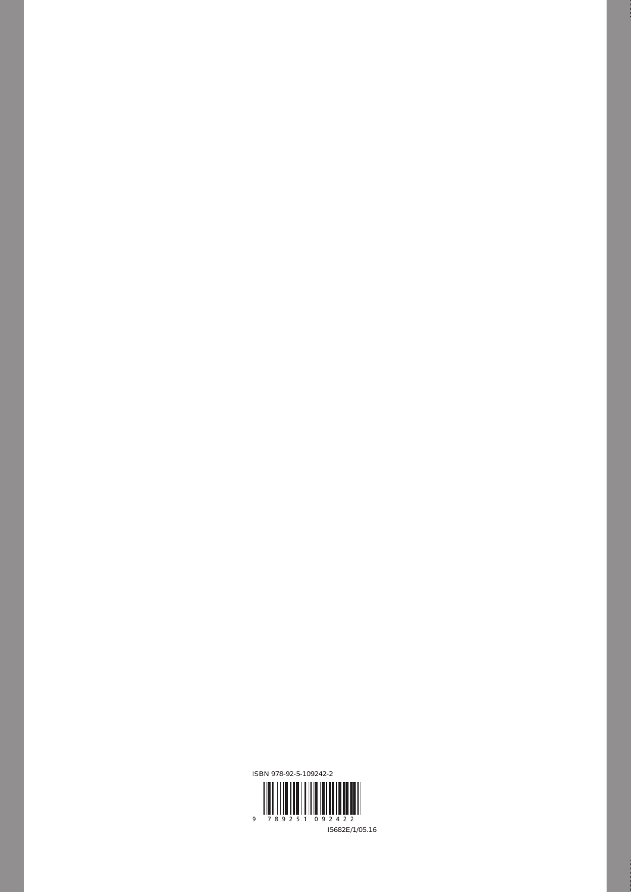ISBN 978-92-5-109242-2

9 789251 092422

I5682E/1/05.16